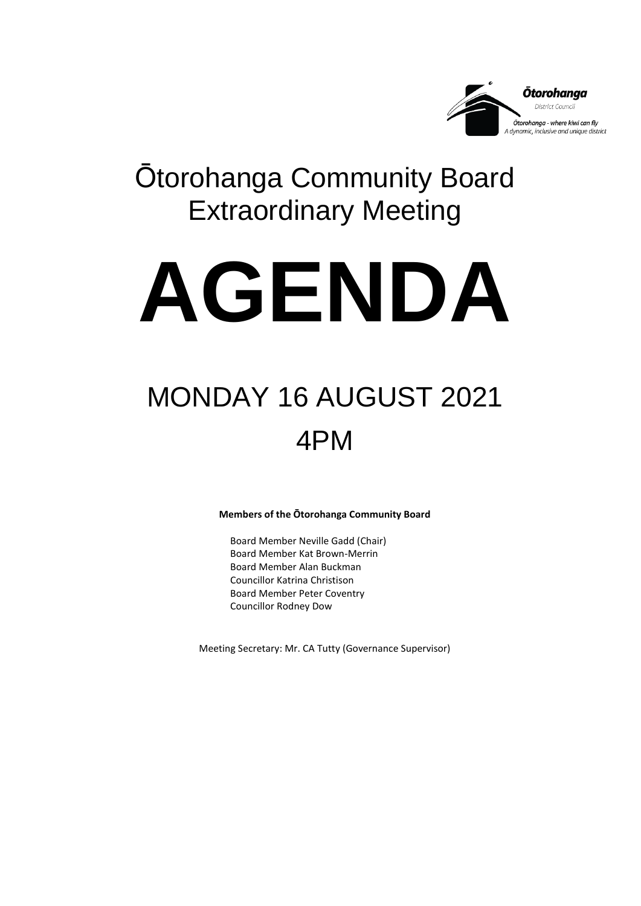Ōtorohanga

District Council

Ōtorohanga - where kiwi can fly

A dynamic, inclusive and unique district

# Ōtorohanga Community Board Extraordinary Meeting

# AGENDA

## MONDAY 16 AUGUST 2021

## 4PM

**Members of the Ōtorohanga Community Board**

Board Member Neville Gadd (Chair)
Board Member Kat Brown-Merrin
Board Member Alan Buckman
Councillor Katrina Christison
Board Member Peter Coventry
Councillor Rodney Dow

Meeting Secretary: Mr. CA Tutty (Governance Supervisor)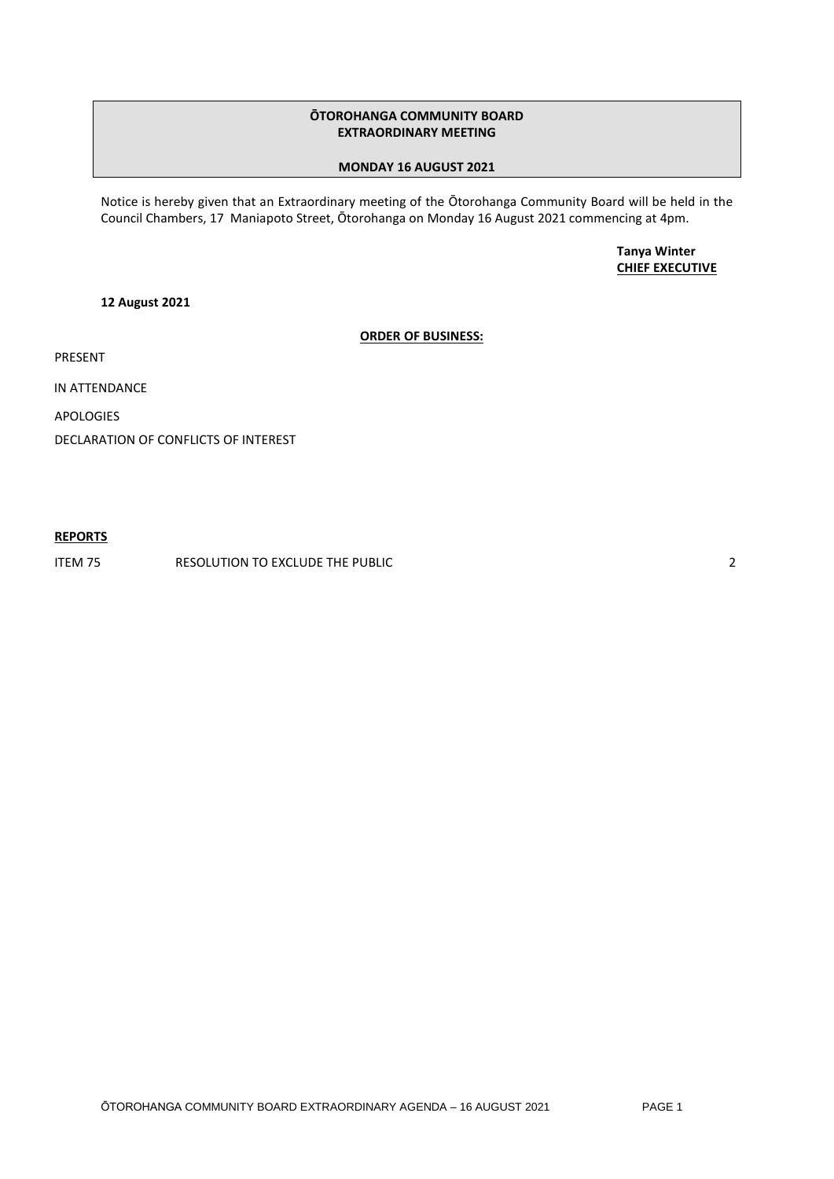**ŌTOROHANGA COMMUNITY BOARD**
**EXTRAORDINARY MEETING**

**MONDAY 16 AUGUST 2021**

Notice is hereby given that an Extraordinary meeting of the Ōtorohanga Community Board will be held in the Council Chambers, 17 Maniapoto Street, Ōtorohanga on Monday 16 August 2021 commencing at 4pm.

**Tanya Winter**
**CHIEF EXECUTIVE**

**12 August 2021**

**ORDER OF BUSINESS:**

PRESENT

IN ATTENDANCE

APOLOGIES

DECLARATION OF CONFLICTS OF INTEREST

**REPORTS**

| | | |
|---|---|---|
| ITEM 75 | RESOLUTION TO EXCLUDE THE PUBLIC | 2 |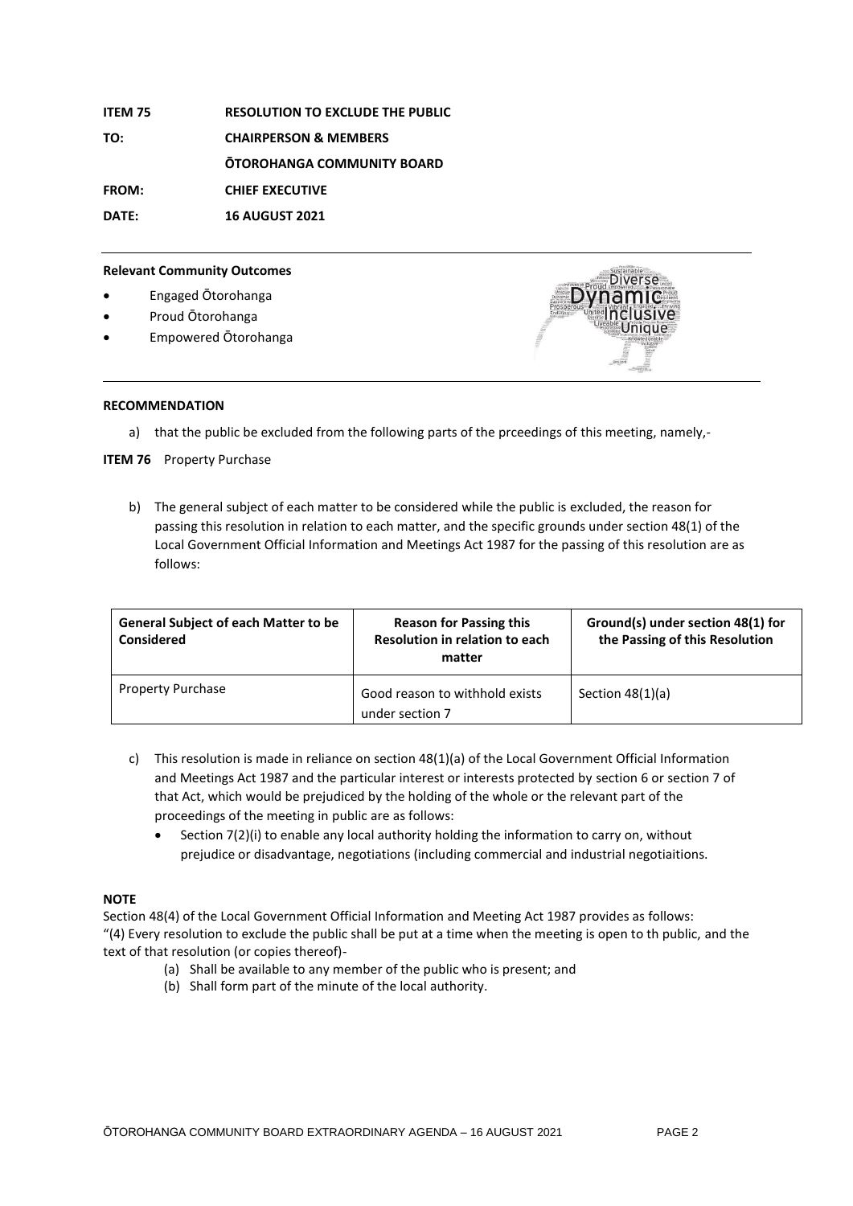**ITEM 75** **RESOLUTION TO EXCLUDE THE PUBLIC**

**TO:** **CHAIRPERSON & MEMBERS**

**ŌTOROHANGA COMMUNITY BOARD**

**FROM:** **CHIEF EXECUTIVE**

**DATE:** **16 AUGUST 2021**

**Relevant Community Outcomes**

- Engaged Ōtorohanga
- Proud Ōtorohanga
- Empowered Ōtorohanga

**RECOMMENDATION**

a) that the public be excluded from the following parts of the prceedings of this meeting, namely,-

**ITEM 76** Property Purchase

b) The general subject of each matter to be considered while the public is excluded, the reason for passing this resolution in relation to each matter, and the specific grounds under section 48(1) of the Local Government Official Information and Meetings Act 1987 for the passing of this resolution are as follows:

| General Subject of each Matter to be Considered | Reason for Passing this Resolution in relation to each matter | Ground(s) under section 48(1) for the Passing of this Resolution |
|---|---|---|
| Property Purchase | Good reason to withhold exists under section 7 | Section 48(1)(a) |

c) This resolution is made in reliance on section 48(1)(a) of the Local Government Official Information and Meetings Act 1987 and the particular interest or interests protected by section 6 or section 7 of that Act, which would be prejudiced by the holding of the whole or the relevant part of the proceedings of the meeting in public are as follows:

- Section 7(2)(i) to enable any local authority holding the information to carry on, without prejudice or disadvantage, negotiations (including commercial and industrial negotiaitions.

**NOTE**

Section 48(4) of the Local Government Official Information and Meeting Act 1987 provides as follows:
"(4) Every resolution to exclude the public shall be put at a time when the meeting is open to th public, and the text of that resolution (or copies thereof)-

(a) Shall be available to any member of the public who is present; and
(b) Shall form part of the minute of the local authority.